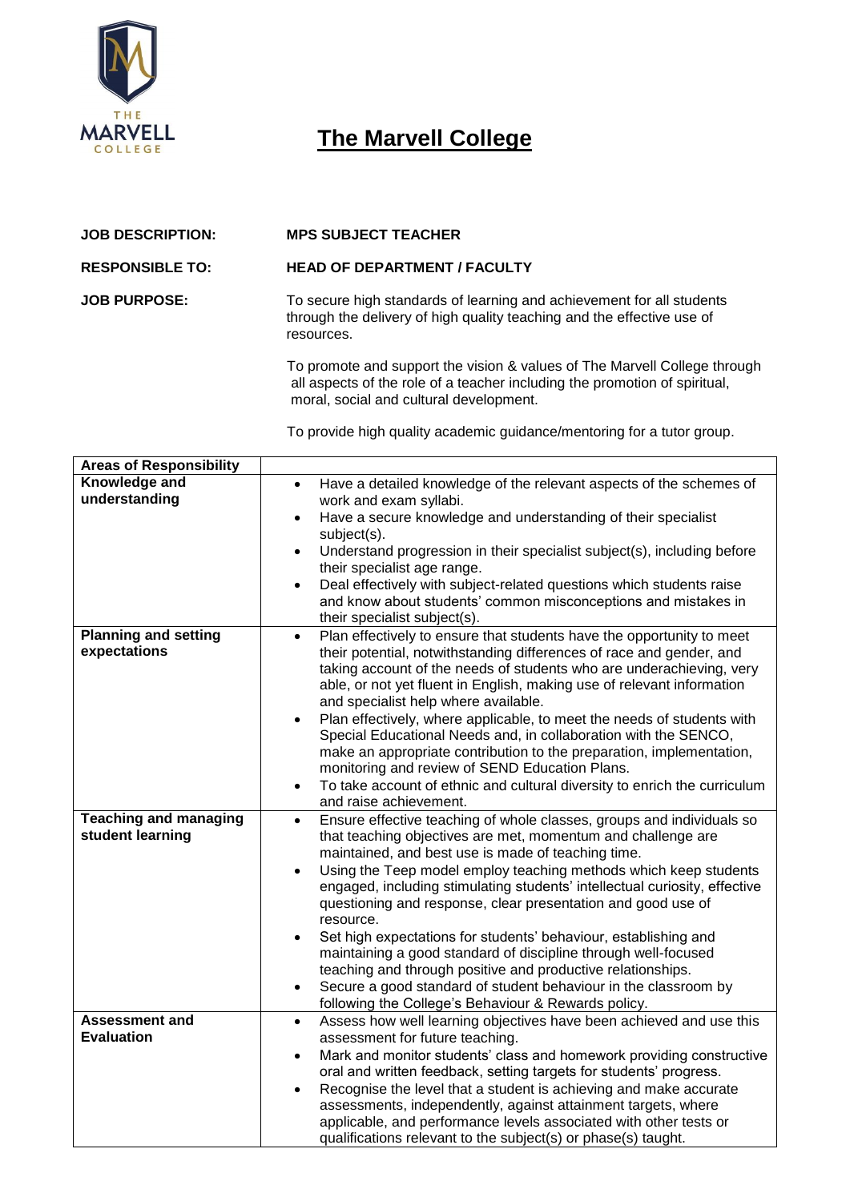# The Marvell College

**JOB DESCRIPTION:** **MPS SUBJECT TEACHER**

**RESPONSIBLE TO:** **HEAD OF DEPARTMENT / FACULTY**

**JOB PURPOSE:** To secure high standards of learning and achievement for all students through the delivery of high quality teaching and the effective use of resources.

To promote and support the vision & values of The Marvell College through all aspects of the role of a teacher including the promotion of spiritual, moral, social and cultural development.

To provide high quality academic guidance/mentoring for a tutor group.

| **Areas of Responsibility** | |
|---|---|
| **Knowledge and understanding** | • Have a detailed knowledge of the relevant aspects of the schemes of work and exam syllabi.<br>• Have a secure knowledge and understanding of their specialist subject(s).<br>• Understand progression in their specialist subject(s), including before their specialist age range.<br>• Deal effectively with subject-related questions which students raise and know about students' common misconceptions and mistakes in their specialist subject(s). |
| **Planning and setting expectations** | • Plan effectively to ensure that students have the opportunity to meet their potential, notwithstanding differences of race and gender, and taking account of the needs of students who are underachieving, very able, or not yet fluent in English, making use of relevant information and specialist help where available.<br>• Plan effectively, where applicable, to meet the needs of students with Special Educational Needs and, in collaboration with the SENCO, make an appropriate contribution to the preparation, implementation, monitoring and review of SEND Education Plans.<br>• To take account of ethnic and cultural diversity to enrich the curriculum and raise achievement. |
| **Teaching and managing student learning** | • Ensure effective teaching of whole classes, groups and individuals so that teaching objectives are met, momentum and challenge are maintained, and best use is made of teaching time.<br>• Using the Teep model employ teaching methods which keep students engaged, including stimulating students' intellectual curiosity, effective questioning and response, clear presentation and good use of resource.<br>• Set high expectations for students' behaviour, establishing and maintaining a good standard of discipline through well-focused teaching and through positive and productive relationships.<br>• Secure a good standard of student behaviour in the classroom by following the College's Behaviour & Rewards policy. |
| **Assessment and Evaluation** | • Assess how well learning objectives have been achieved and use this assessment for future teaching.<br>• Mark and monitor students' class and homework providing constructive oral and written feedback, setting targets for students' progress.<br>• Recognise the level that a student is achieving and make accurate assessments, independently, against attainment targets, where applicable, and performance levels associated with other tests or qualifications relevant to the subject(s) or phase(s) taught. |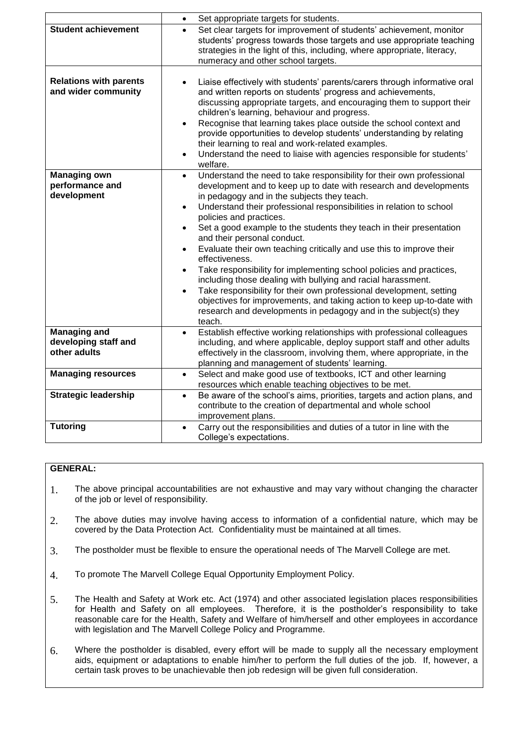| | |
|---|---|
| | • Set appropriate targets for students. |
| **Student achievement** | • Set clear targets for improvement of students' achievement, monitor students' progress towards those targets and use appropriate teaching strategies in the light of this, including, where appropriate, literacy, numeracy and other school targets. |
| **Relations with parents and wider community** | • Liaise effectively with students' parents/carers through informative oral and written reports on students' progress and achievements, discussing appropriate targets, and encouraging them to support their children's learning, behaviour and progress.<br>• Recognise that learning takes place outside the school context and provide opportunities to develop students' understanding by relating their learning to real and work-related examples.<br>• Understand the need to liaise with agencies responsible for students' welfare. |
| **Managing own performance and development** | • Understand the need to take responsibility for their own professional development and to keep up to date with research and developments in pedagogy and in the subjects they teach.<br>• Understand their professional responsibilities in relation to school policies and practices.<br>• Set a good example to the students they teach in their presentation and their personal conduct.<br>• Evaluate their own teaching critically and use this to improve their effectiveness.<br>• Take responsibility for implementing school policies and practices, including those dealing with bullying and racial harassment.<br>• Take responsibility for their own professional development, setting objectives for improvements, and taking action to keep up-to-date with research and developments in pedagogy and in the subject(s) they teach. |
| **Managing and developing staff and other adults** | • Establish effective working relationships with professional colleagues including, and where applicable, deploy support staff and other adults effectively in the classroom, involving them, where appropriate, in the planning and management of students' learning. |
| **Managing resources** | • Select and make good use of textbooks, ICT and other learning resources which enable teaching objectives to be met. |
| **Strategic leadership** | • Be aware of the school's aims, priorities, targets and action plans, and contribute to the creation of departmental and whole school improvement plans. |
| **Tutoring** | • Carry out the responsibilities and duties of a tutor in line with the College's expectations. |

**GENERAL:**

1. The above principal accountabilities are not exhaustive and may vary without changing the character of the job or level of responsibility.
2. The above duties may involve having access to information of a confidential nature, which may be covered by the Data Protection Act. Confidentiality must be maintained at all times.
3. The postholder must be flexible to ensure the operational needs of The Marvell College are met.
4. To promote The Marvell College Equal Opportunity Employment Policy.
5. The Health and Safety at Work etc. Act (1974) and other associated legislation places responsibilities for Health and Safety on all employees. Therefore, it is the postholder's responsibility to take reasonable care for the Health, Safety and Welfare of him/herself and other employees in accordance with legislation and The Marvell College Policy and Programme.
6. Where the postholder is disabled, every effort will be made to supply all the necessary employment aids, equipment or adaptations to enable him/her to perform the full duties of the job. If, however, a certain task proves to be unachievable then job redesign will be given full consideration.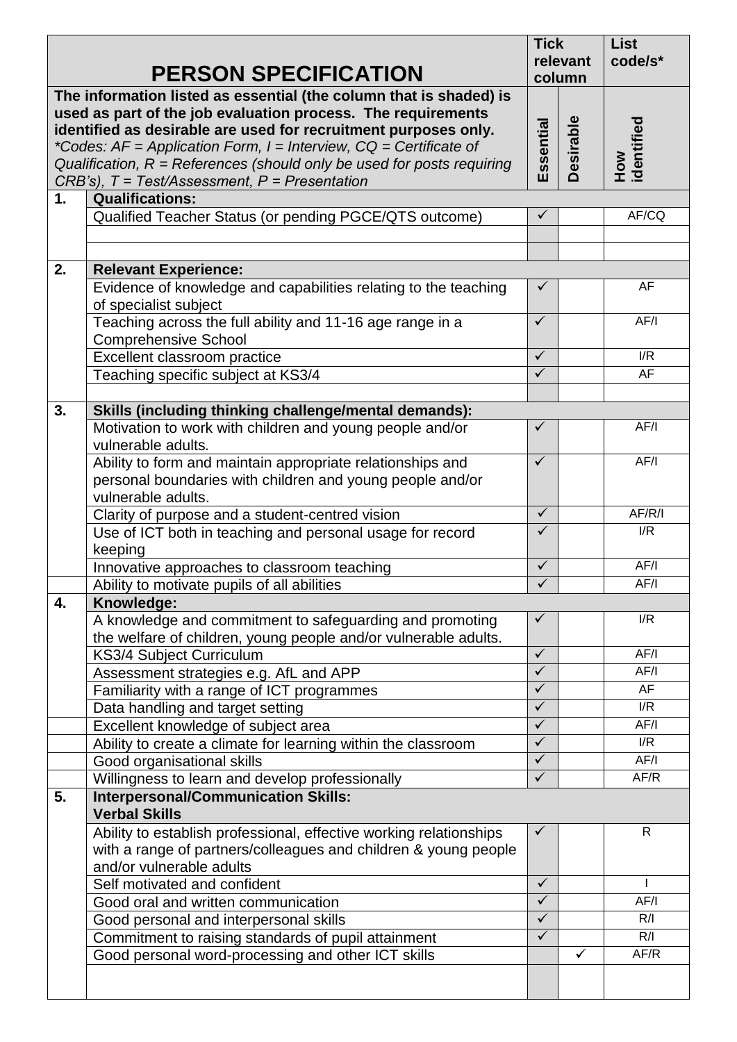| | **PERSON SPECIFICATION** | **Tick relevant column** | | **List code/s*** |
|---|---|---|---|---|
| | **The information listed as essential (the column that is shaded) is used as part of the job evaluation process. The requirements identified as desirable are used for recruitment purposes only.** *\*Codes: AF = Application Form, I = Interview, CQ = Certificate of Qualification, R = References (should only be used for posts requiring CRB's), T = Test/Assessment, P = Presentation* | **Essential** | **Desirable** | **How identified** |
| **1.** | **Qualifications:** | | | |
| | Qualified Teacher Status (or pending PGCE/QTS outcome) | ✓ | | AF/CQ |
| | | | | |
| | | | | |
| **2.** | **Relevant Experience:** | | | |
| | Evidence of knowledge and capabilities relating to the teaching of specialist subject | ✓ | | AF |
| | Teaching across the full ability and 11-16 age range in a Comprehensive School | ✓ | | AF/I |
| | Excellent classroom practice | ✓ | | I/R |
| | Teaching specific subject at KS3/4 | ✓ | | AF |
| | | | | |
| **3.** | **Skills (including thinking challenge/mental demands):** | | | |
| | Motivation to work with children and young people and/or vulnerable adults. | ✓ | | AF/I |
| | Ability to form and maintain appropriate relationships and personal boundaries with children and young people and/or vulnerable adults. | ✓ | | AF/I |
| | Clarity of purpose and a student-centred vision | ✓ | | AF/R/I |
| | Use of ICT both in teaching and personal usage for record keeping | ✓ | | I/R |
| | Innovative approaches to classroom teaching | ✓ | | AF/I |
| | Ability to motivate pupils of all abilities | ✓ | | AF/I |
| **4.** | **Knowledge:** | | | |
| | A knowledge and commitment to safeguarding and promoting the welfare of children, young people and/or vulnerable adults. | ✓ | | I/R |
| | KS3/4 Subject Curriculum | ✓ | | AF/I |
| | Assessment strategies e.g. AfL and APP | ✓ | | AF/I |
| | Familiarity with a range of ICT programmes | ✓ | | AF |
| | Data handling and target setting | ✓ | | I/R |
| | Excellent knowledge of subject area | ✓ | | AF/I |
| | Ability to create a climate for learning within the classroom | ✓ | | I/R |
| | Good organisational skills | ✓ | | AF/I |
| | Willingness to learn and develop professionally | ✓ | | AF/R |
| **5.** | **Interpersonal/Communication Skills:** **Verbal Skills** | | | |
| | Ability to establish professional, effective working relationships with a range of partners/colleagues and children & young people and/or vulnerable adults | ✓ | | R |
| | Self motivated and confident | ✓ | | I |
| | Good oral and written communication | ✓ | | AF/I |
| | Good personal and interpersonal skills | ✓ | | R/I |
| | Commitment to raising standards of pupil attainment | ✓ | | R/I |
| | Good personal word-processing and other ICT skills | | ✓ | AF/R |
| | | | | |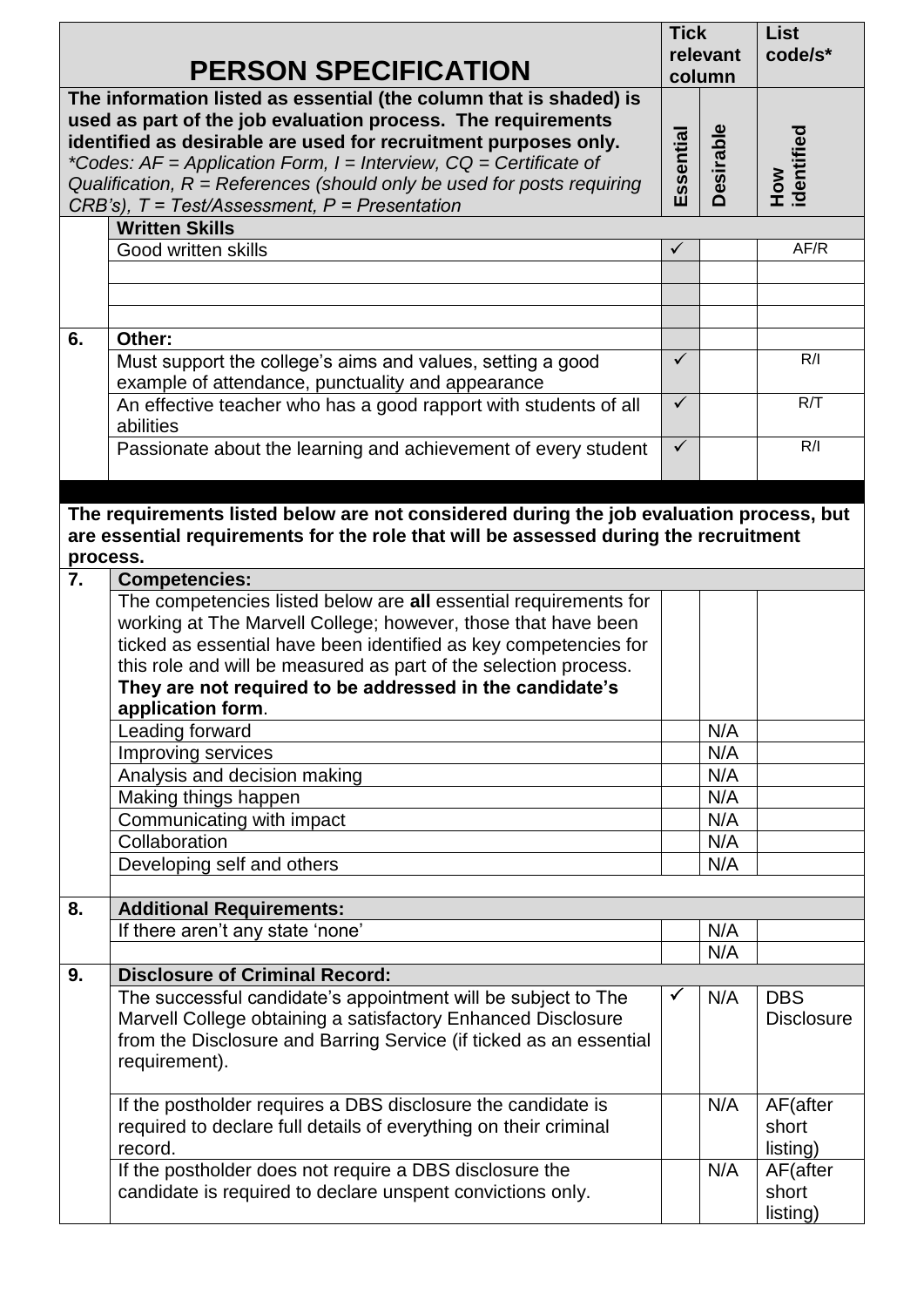| | **PERSON SPECIFICATION** | **Tick relevant column** | | **List code/s*** |
|---|---|---|---|---|
| | **The information listed as essential (the column that is shaded) is used as part of the job evaluation process. The requirements identified as desirable are used for recruitment purposes only.** *Codes: AF = Application Form, I = Interview, CQ = Certificate of Qualification, R = References (should only be used for posts requiring CRB's), T = Test/Assessment, P = Presentation* | **Essential** | **Desirable** | **How identified** |
| | **Written Skills** | | | |
| | Good written skills | ✓ | | AF/R |
| | | | | |
| | | | | |
| | | | | |
| **6.** | **Other:** | | | |
| | Must support the college's aims and values, setting a good example of attendance, punctuality and appearance | ✓ | | R/I |
| | An effective teacher who has a good rapport with students of all abilities | ✓ | | R/T |
| | Passionate about the learning and achievement of every student | ✓ | | R/I |

**The requirements listed below are not considered during the job evaluation process, but are essential requirements for the role that will be assessed during the recruitment process.**

| | | | | |
|---|---|---|---|---|
| **7.** | **Competencies:** | | | |
| | The competencies listed below are **all** essential requirements for working at The Marvell College; however, those that have been ticked as essential have been identified as key competencies for this role and will be measured as part of the selection process. **They are not required to be addressed in the candidate's application form**. | | | |
| | Leading forward | | N/A | |
| | Improving services | | N/A | |
| | Analysis and decision making | | N/A | |
| | Making things happen | | N/A | |
| | Communicating with impact | | N/A | |
| | Collaboration | | N/A | |
| | Developing self and others | | N/A | |
| | | | | |
| **8.** | **Additional Requirements:** | | | |
| | If there aren't any state 'none' | | N/A | |
| | | | N/A | |
| **9.** | **Disclosure of Criminal Record:** | | | |
| | The successful candidate's appointment will be subject to The Marvell College obtaining a satisfactory Enhanced Disclosure from the Disclosure and Barring Service (if ticked as an essential requirement). | ✓ | N/A | DBS Disclosure |
| | If the postholder requires a DBS disclosure the candidate is required to declare full details of everything on their criminal record. | | N/A | AF(after short listing) |
| | If the postholder does not require a DBS disclosure the candidate is required to declare unspent convictions only. | | N/A | AF(after short listing) |